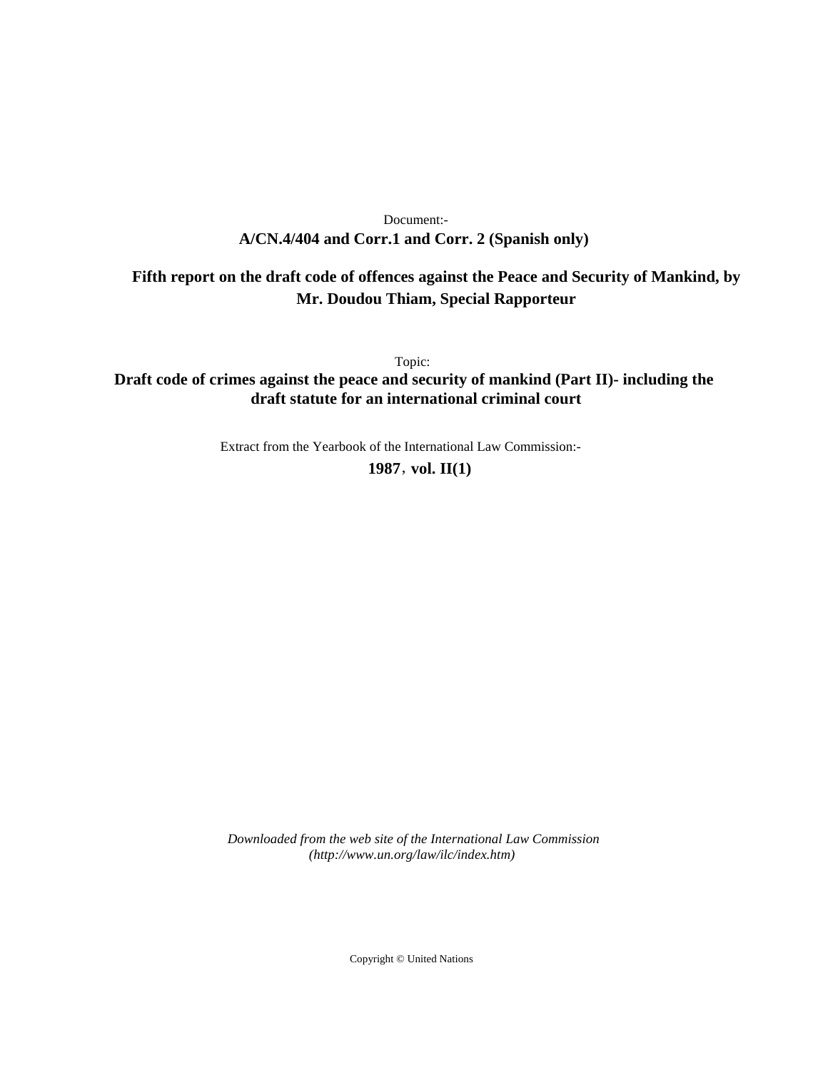Document:-

**A/CN.4/404 and Corr.1 and Corr. 2 (Spanish only)**

**Fifth report on the draft code of offences against the Peace and Security of Mankind, by Mr. Doudou Thiam, Special Rapporteur**

Topic:

**Draft code of crimes against the peace and security of mankind (Part II)- including the draft statute for an international criminal court**

Extract from the Yearbook of the International Law Commission:-

**1987, vol. II(1)**

*Downloaded from the web site of the International Law Commission (http://www.un.org/law/ilc/index.htm)*

Copyright © United Nations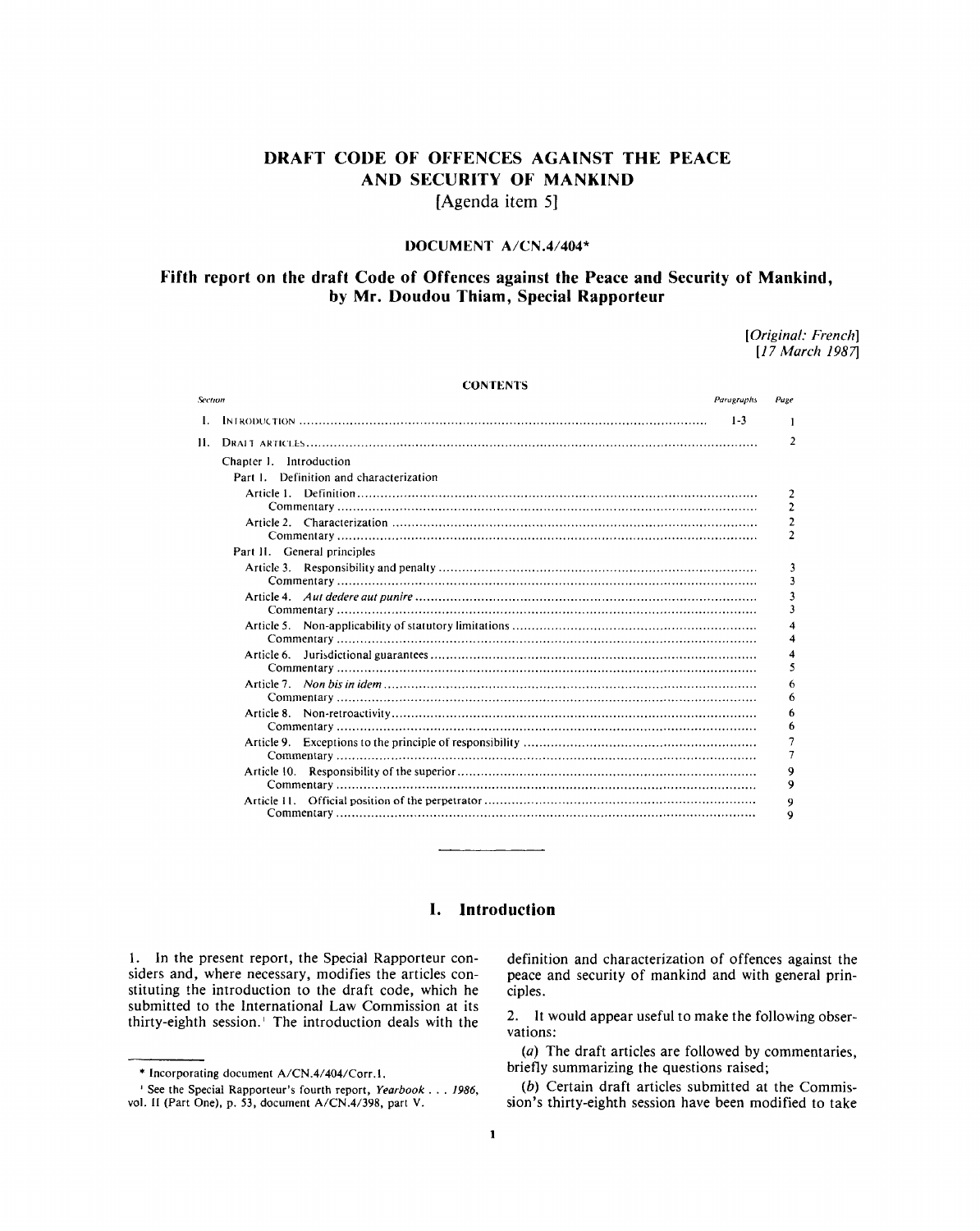# DRAFT CODE OF OFFENCES AGAINST THE PEACE AND SECURITY OF MANKIND

[Agenda item 5]

## DOCUMENT A/CN.4/404*

## Fifth report on the draft Code of Offences against the Peace and Security of Mankind, by Mr. Doudou Thiam, Special Rapporteur

*[Original: French]*
*[17 March 1987]*

### CONTENTS

| Section | | Paragraphs | Page |
|---|---|---|---|
| I. | INTRODUCTION | 1-3 | 1 |
| II. | DRAFT ARTICLES | | 2 |
| | Chapter I. Introduction | | |
| | Part I. Definition and characterization | | |
| | Article 1. Definition | | 2 |
| | Commentary | | 2 |
| | Article 2. Characterization | | 2 |
| | Commentary | | 2 |
| | Part II. General principles | | |
| | Article 3. Responsibility and penalty | | 3 |
| | Commentary | | 3 |
| | Article 4. *Aut dedere aut punire* | | 3 |
| | Commentary | | 3 |
| | Article 5. Non-applicability of statutory limitations | | 4 |
| | Commentary | | 4 |
| | Article 6. Jurisdictional guarantees | | 4 |
| | Commentary | | 5 |
| | Article 7. *Non bis in idem* | | 6 |
| | Commentary | | 6 |
| | Article 8. Non-retroactivity | | 6 |
| | Commentary | | 6 |
| | Article 9. Exceptions to the principle of responsibility | | 7 |
| | Commentary | | 7 |
| | Article 10. Responsibility of the superior | | 9 |
| | Commentary | | 9 |
| | Article 11. Official position of the perpetrator | | 9 |
| | Commentary | | 9 |

# I. Introduction

1. In the present report, the Special Rapporteur considers and, where necessary, modifies the articles constituting the introduction to the draft code, which he submitted to the International Law Commission at its thirty-eighth session.[1] The introduction deals with the definition and characterization of offences against the peace and security of mankind and with general principles.

2. It would appear useful to make the following observations:

(*a*) The draft articles are followed by commentaries, briefly summarizing the questions raised;

(*b*) Certain draft articles submitted at the Commission's thirty-eighth session have been modified to take

---

\* Incorporating document A/CN.4/404/Corr.1.

[1] See the Special Rapporteur's fourth report, *Yearbook . . . 1986*, vol. II (Part One), p. 53, document A/CN.4/398, part V.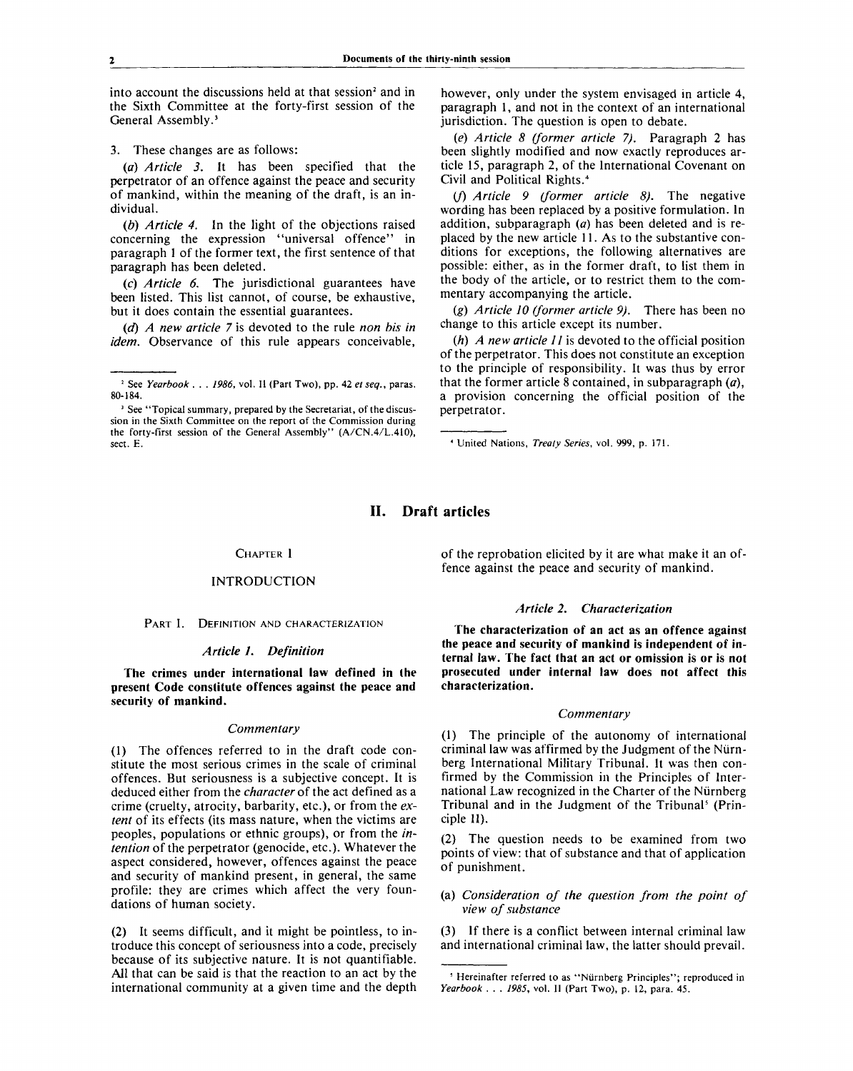into account the discussions held at that session[2] and in the Sixth Committee at the forty-first session of the General Assembly.[3]

3. These changes are as follows:

(*a*) *Article 3.* It has been specified that the perpetrator of an offence against the peace and security of mankind, within the meaning of the draft, is an individual.

(*b*) *Article 4.* In the light of the objections raised concerning the expression "universal offence" in paragraph 1 of the former text, the first sentence of that paragraph has been deleted.

(*c*) *Article 6.* The jurisdictional guarantees have been listed. This list cannot, of course, be exhaustive, but it does contain the essential guarantees.

(*d*) *A new article 7* is devoted to the rule *non bis in idem.* Observance of this rule appears conceivable, however, only under the system envisaged in article 4, paragraph 1, and not in the context of an international jurisdiction. The question is open to debate.

(*e*) *Article 8 (former article 7).* Paragraph 2 has been slightly modified and now exactly reproduces article 15, paragraph 2, of the International Covenant on Civil and Political Rights.[4]

(*f*) *Article 9 (former article 8).* The negative wording has been replaced by a positive formulation. In addition, subparagraph (*a*) has been deleted and is replaced by the new article 11. As to the substantive conditions for exceptions, the following alternatives are possible: either, as in the former draft, to list them in the body of the article, or to restrict them to the commentary accompanying the article.

(*g*) *Article 10 (former article 9).* There has been no change to this article except its number.

(*h*) *A new article 11* is devoted to the official position of the perpetrator. This does not constitute an exception to the principle of responsibility. It was thus by error that the former article 8 contained, in subparagraph (*a*), a provision concerning the official position of the perpetrator.

[2] See *Yearbook . . . 1986*, vol. II (Part Two), pp. 42 *et seq.*, paras. 80-184.

[3] See "Topical summary, prepared by the Secretariat, of the discussion in the Sixth Committee on the report of the Commission during the forty-first session of the General Assembly" (A/CN.4/L.410), sect. E.

[4] United Nations, *Treaty Series*, vol. 999, p. 171.

## II. Draft articles

### CHAPTER I

### INTRODUCTION

#### PART I. DEFINITION AND CHARACTERIZATION

##### *Article 1. Definition*

**The crimes under international law defined in the present Code constitute offences against the peace and security of mankind.**

*Commentary*

(1) The offences referred to in the draft code constitute the most serious crimes in the scale of criminal offences. But seriousness is a subjective concept. It is deduced either from the *character* of the act defined as a crime (cruelty, atrocity, barbarity, etc.), or from the *extent* of its effects (its mass nature, when the victims are peoples, populations or ethnic groups), or from the *intention* of the perpetrator (genocide, etc.). Whatever the aspect considered, however, offences against the peace and security of mankind present, in general, the same profile: they are crimes which affect the very foundations of human society.

(2) It seems difficult, and it might be pointless, to introduce this concept of seriousness into a code, precisely because of its subjective nature. It is not quantifiable. All that can be said is that the reaction to an act by the international community at a given time and the depth of the reprobation elicited by it are what make it an offence against the peace and security of mankind.

##### *Article 2. Characterization*

**The characterization of an act as an offence against the peace and security of mankind is independent of internal law. The fact that an act or omission is or is not prosecuted under internal law does not affect this characterization.**

*Commentary*

(1) The principle of the autonomy of international criminal law was affirmed by the Judgment of the Nürnberg International Military Tribunal. It was then confirmed by the Commission in the Principles of International Law recognized in the Charter of the Nürnberg Tribunal and in the Judgment of the Tribunal[5] (Principle II).

(2) The question needs to be examined from two points of view: that of substance and that of application of punishment.

(a) *Consideration of the question from the point of view of substance*

(3) If there is a conflict between internal criminal law and international criminal law, the latter should prevail.

[5] Hereinafter referred to as "Nürnberg Principles"; reproduced in *Yearbook . . . 1985*, vol. II (Part Two), p. 12, para. 45.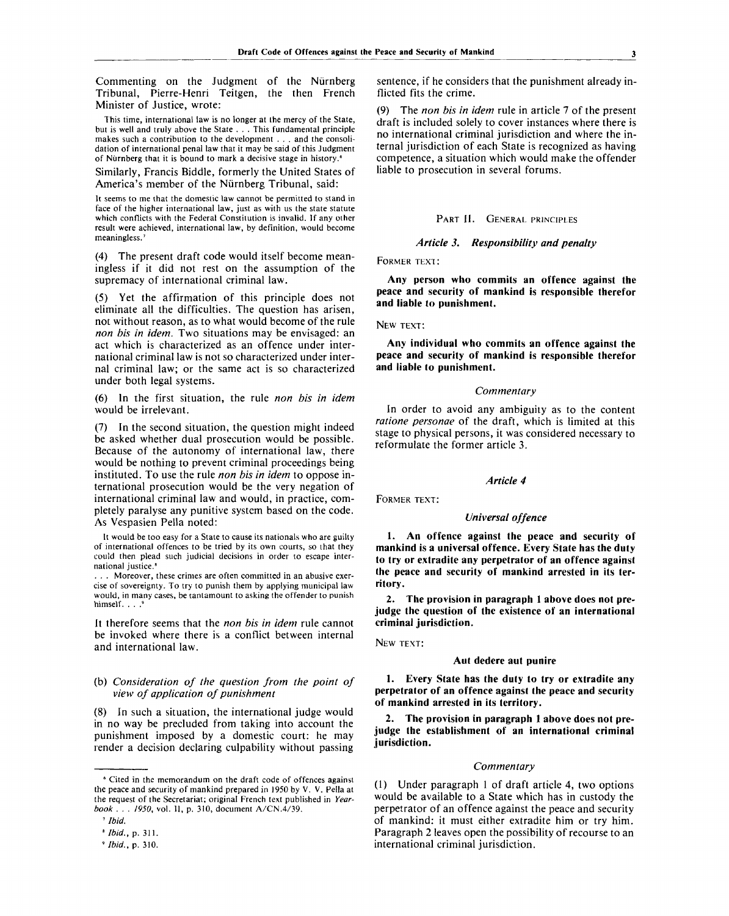Commenting on the Judgment of the Nürnberg Tribunal, Pierre-Henri Teitgen, the then French Minister of Justice, wrote:

> This time, international law is no longer at the mercy of the State, but is well and truly above the State . . . This fundamental principle makes such a contribution to the development . . . and the consolidation of international penal law that it may be said of this Judgment of Nürnberg that it is bound to mark a decisive stage in history.[6]

Similarly, Francis Biddle, formerly the United States of America's member of the Nürnberg Tribunal, said:

> It seems to me that the domestic law cannot be permitted to stand in face of the higher international law, just as with us the state statute which conflicts with the Federal Constitution is invalid. If any other result were achieved, international law, by definition, would become meaningless.[7]

(4) The present draft code would itself become meaningless if it did not rest on the assumption of the supremacy of international criminal law.

(5) Yet the affirmation of this principle does not eliminate all the difficulties. The question has arisen, not without reason, as to what would become of the rule *non bis in idem*. Two situations may be envisaged: an act which is characterized as an offence under international criminal law is not so characterized under internal criminal law; or the same act is so characterized under both legal systems.

(6) In the first situation, the rule *non bis in idem* would be irrelevant.

(7) In the second situation, the question might indeed be asked whether dual prosecution would be possible. Because of the autonomy of international law, there would be nothing to prevent criminal proceedings being instituted. To use the rule *non bis in idem* to oppose international prosecution would be the very negation of international criminal law and would, in practice, completely paralyse any punitive system based on the code. As Vespasien Pella noted:

> It would be too easy for a State to cause its nationals who are guilty of international offences to be tried by its own courts, so that they could then plead such judicial decisions in order to escape international justice.[8]
>
> . . . Moreover, these crimes are often committed in an abusive exercise of sovereignty. To try to punish them by applying municipal law would, in many cases, be tantamount to asking the offender to punish himself. . . .[9]

It therefore seems that the *non bis in idem* rule cannot be invoked where there is a conflict between internal and international law.

(b) *Consideration of the question from the point of view of application of punishment*

(8) In such a situation, the international judge would in no way be precluded from taking into account the punishment imposed by a domestic court: he may render a decision declaring culpability without passing sentence, if he considers that the punishment already inflicted fits the crime.

(9) The *non bis in idem* rule in article 7 of the present draft is included solely to cover instances where there is no international criminal jurisdiction and where the internal jurisdiction of each State is recognized as having competence, a situation which would make the offender liable to prosecution in several forums.

## Part II. General principles

### *Article 3. Responsibility and penalty*

Former text:

**Any person who commits an offence against the peace and security of mankind is responsible therefor and liable to punishment.**

New text:

**Any individual who commits an offence against the peace and security of mankind is responsible therefor and liable to punishment.**

*Commentary*

In order to avoid any ambiguity as to the content *ratione personae* of the draft, which is limited at this stage to physical persons, it was considered necessary to reformulate the former article 3.

### *Article 4*

Former text:

*Universal offence*

**1. An offence against the peace and security of mankind is a universal offence. Every State has the duty to try or extradite any perpetrator of an offence against the peace and security of mankind arrested in its territory.**

**2. The provision in paragraph 1 above does not prejudge the question of the existence of an international criminal jurisdiction.**

New text:

**Aut dedere aut punire**

**1. Every State has the duty to try or extradite any perpetrator of an offence against the peace and security of mankind arrested in its territory.**

**2. The provision in paragraph 1 above does not prejudge the establishment of an international criminal jurisdiction.**

*Commentary*

(1) Under paragraph 1 of draft article 4, two options would be available to a State which has in custody the perpetrator of an offence against the peace and security of mankind: it must either extradite him or try him. Paragraph 2 leaves open the possibility of recourse to an international criminal jurisdiction.

---

[6] Cited in the memorandum on the draft code of offences against the peace and security of mankind prepared in 1950 by V. V. Pella at the request of the Secretariat; original French text published in *Yearbook . . . 1950*, vol. II, p. 310, document A/CN.4/39.

[7] *Ibid.*

[8] *Ibid.*, p. 311.

[9] *Ibid.*, p. 310.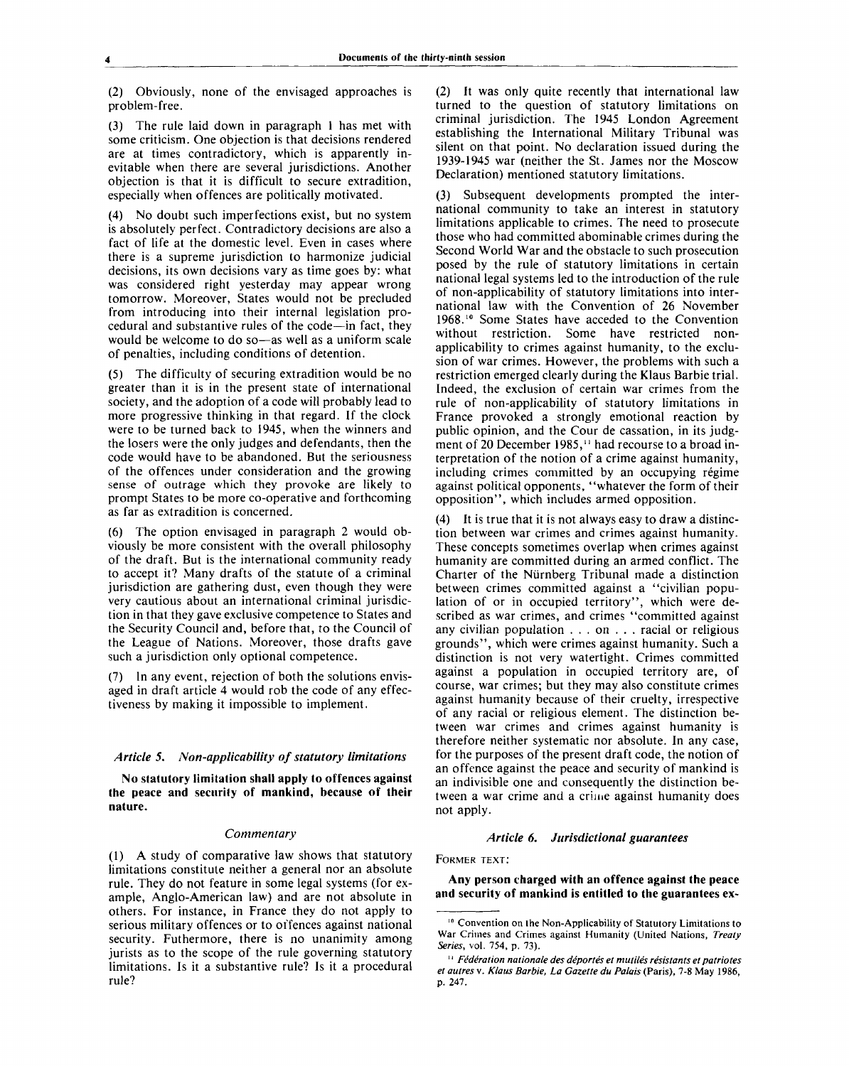(2) Obviously, none of the envisaged approaches is problem-free.

(3) The rule laid down in paragraph 1 has met with some criticism. One objection is that decisions rendered are at times contradictory, which is apparently inevitable when there are several jurisdictions. Another objection is that it is difficult to secure extradition, especially when offences are politically motivated.

(4) No doubt such imperfections exist, but no system is absolutely perfect. Contradictory decisions are also a fact of life at the domestic level. Even in cases where there is a supreme jurisdiction to harmonize judicial decisions, its own decisions vary as time goes by: what was considered right yesterday may appear wrong tomorrow. Moreover, States would not be precluded from introducing into their internal legislation procedural and substantive rules of the code—in fact, they would be welcome to do so—as well as a uniform scale of penalties, including conditions of detention.

(5) The difficulty of securing extradition would be no greater than it is in the present state of international society, and the adoption of a code will probably lead to more progressive thinking in that regard. If the clock were to be turned back to 1945, when the winners and the losers were the only judges and defendants, then the code would have to be abandoned. But the seriousness of the offences under consideration and the growing sense of outrage which they provoke are likely to prompt States to be more co-operative and forthcoming as far as extradition is concerned.

(6) The option envisaged in paragraph 2 would obviously be more consistent with the overall philosophy of the draft. But is the international community ready to accept it? Many drafts of the statute of a criminal jurisdiction are gathering dust, even though they were very cautious about an international criminal jurisdiction in that they gave exclusive competence to States and the Security Council and, before that, to the Council of the League of Nations. Moreover, those drafts gave such a jurisdiction only optional competence.

(7) In any event, rejection of both the solutions envisaged in draft article 4 would rob the code of any effectiveness by making it impossible to implement.

### *Article 5. Non-applicability of statutory limitations*

**No statutory limitation shall apply to offences against the peace and security of mankind, because of their nature.**

*Commentary*

(1) A study of comparative law shows that statutory limitations constitute neither a general nor an absolute rule. They do not feature in some legal systems (for example, Anglo-American law) and are not absolute in others. For instance, in France they do not apply to serious military offences or to offences against national security. Futhermore, there is no unanimity among jurists as to the scope of the rule governing statutory limitations. Is it a substantive rule? Is it a procedural rule?

(2) It was only quite recently that international law turned to the question of statutory limitations on criminal jurisdiction. The 1945 London Agreement establishing the International Military Tribunal was silent on that point. No declaration issued during the 1939-1945 war (neither the St. James nor the Moscow Declaration) mentioned statutory limitations.

(3) Subsequent developments prompted the international community to take an interest in statutory limitations applicable to crimes. The need to prosecute those who had committed abominable crimes during the Second World War and the obstacle to such prosecution posed by the rule of statutory limitations in certain national legal systems led to the introduction of the rule of non-applicability of statutory limitations into international law with the Convention of 26 November 1968.[10] Some States have acceded to the Convention without restriction. Some have restricted non-applicability to crimes against humanity, to the exclusion of war crimes. However, the problems with such a restriction emerged clearly during the Klaus Barbie trial. Indeed, the exclusion of certain war crimes from the rule of non-applicability of statutory limitations in France provoked a strongly emotional reaction by public opinion, and the Cour de cassation, in its judgment of 20 December 1985,[11] had recourse to a broad interpretation of the notion of a crime against humanity, including crimes committed by an occupying régime against political opponents, "whatever the form of their opposition", which includes armed opposition.

(4) It is true that it is not always easy to draw a distinction between war crimes and crimes against humanity. These concepts sometimes overlap when crimes against humanity are committed during an armed conflict. The Charter of the Nürnberg Tribunal made a distinction between crimes committed against a "civilian population of or in occupied territory", which were described as war crimes, and crimes "committed against any civilian population . . . on . . . racial or religious grounds", which were crimes against humanity. Such a distinction is not very watertight. Crimes committed against a population in occupied territory are, of course, war crimes; but they may also constitute crimes against humanity because of their cruelty, irrespective of any racial or religious element. The distinction between war crimes and crimes against humanity is therefore neither systematic nor absolute. In any case, for the purposes of the present draft code, the notion of an offence against the peace and security of mankind is an indivisible one and consequently the distinction between a war crime and a crime against humanity does not apply.

### *Article 6. Jurisdictional guarantees*

FORMER TEXT:

**Any person charged with an offence against the peace and security of mankind is entitled to the guarantees ex-**

---

[10] Convention on the Non-Applicability of Statutory Limitations to War Crimes and Crimes against Humanity (United Nations, *Treaty Series*, vol. 754, p. 73).

[11] *Fédération nationale des déportés et mutilés résistants et patriotes et autres* v. *Klaus Barbie, La Gazette du Palais* (Paris), 7-8 May 1986, p. 247.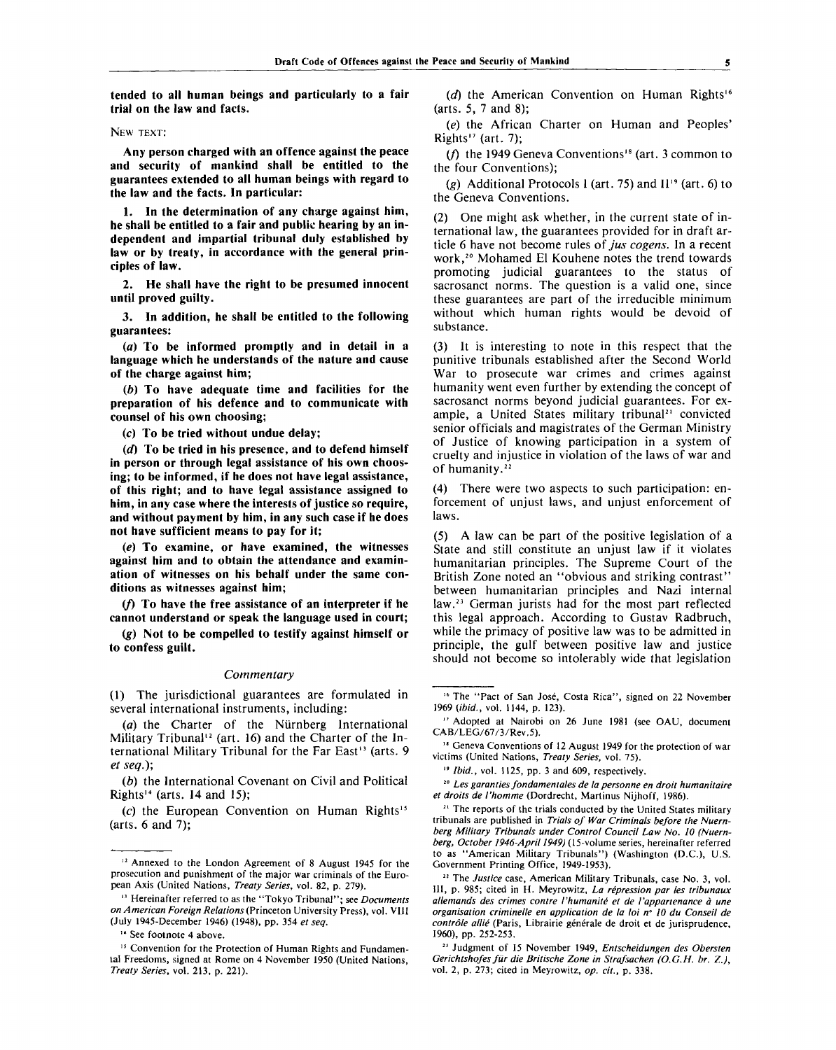**tended to all human beings and particularly to a fair trial on the law and facts.**

NEW TEXT:

**Any person charged with an offence against the peace and security of mankind shall be entitled to the guarantees extended to all human beings with regard to the law and the facts. In particular:**

**1. In the determination of any charge against him, he shall be entitled to a fair and public hearing by an independent and impartial tribunal duly established by law or by treaty, in accordance with the general principles of law.**

**2. He shall have the right to be presumed innocent until proved guilty.**

**3. In addition, he shall be entitled to the following guarantees:**

**(*a*) To be informed promptly and in detail in a language which he understands of the nature and cause of the charge against him;**

**(*b*) To have adequate time and facilities for the preparation of his defence and to communicate with counsel of his own choosing;**

**(*c*) To be tried without undue delay;**

**(*d*) To be tried in his presence, and to defend himself in person or through legal assistance of his own choosing; to be informed, if he does not have legal assistance, of this right; and to have legal assistance assigned to him, in any case where the interests of justice so require, and without payment by him, in any such case if he does not have sufficient means to pay for it;**

**(*e*) To examine, or have examined, the witnesses against him and to obtain the attendance and examination of witnesses on his behalf under the same conditions as witnesses against him;**

**(*f*) To have the free assistance of an interpreter if he cannot understand or speak the language used in court;**

**(*g*) Not to be compelled to testify against himself or to confess guilt.**

*Commentary*

(1) The jurisdictional guarantees are formulated in several international instruments, including:

(*a*) the Charter of the Nürnberg International Military Tribunal[12] (art. 16) and the Charter of the International Military Tribunal for the Far East[13] (arts. 9 *et seq.*);

(*b*) the International Covenant on Civil and Political Rights[14] (arts. 14 and 15);

(*c*) the European Convention on Human Rights[15] (arts. 6 and 7);

(*d*) the American Convention on Human Rights[16] (arts. 5, 7 and 8);

(*e*) the African Charter on Human and Peoples' Rights[17] (art. 7);

(*f*) the 1949 Geneva Conventions[18] (art. 3 common to the four Conventions);

(*g*) Additional Protocols I (art. 75) and II[19] (art. 6) to the Geneva Conventions.

(2) One might ask whether, in the current state of international law, the guarantees provided for in draft article 6 have not become rules of *jus cogens*. In a recent work,[20] Mohamed El Kouhene notes the trend towards promoting judicial guarantees to the status of sacrosanct norms. The question is a valid one, since these guarantees are part of the irreducible minimum without which human rights would be devoid of substance.

(3) It is interesting to note in this respect that the punitive tribunals established after the Second World War to prosecute war crimes and crimes against humanity went even further by extending the concept of sacrosanct norms beyond judicial guarantees. For example, a United States military tribunal[21] convicted senior officials and magistrates of the German Ministry of Justice of knowing participation in a system of cruelty and injustice in violation of the laws of war and of humanity.[22]

(4) There were two aspects to such participation: enforcement of unjust laws, and unjust enforcement of laws.

(5) A law can be part of the positive legislation of a State and still constitute an unjust law if it violates humanitarian principles. The Supreme Court of the British Zone noted an "obvious and striking contrast" between humanitarian principles and Nazi internal law.[23] German jurists had for the most part reflected this legal approach. According to Gustav Radbruch, while the primacy of positive law was to be admitted in principle, the gulf between positive law and justice should not become so intolerably wide that legislation

---

[12] Annexed to the London Agreement of 8 August 1945 for the prosecution and punishment of the major war criminals of the European Axis (United Nations, *Treaty Series*, vol. 82, p. 279).

[13] Hereinafter referred to as the "Tokyo Tribunal"; see *Documents on American Foreign Relations* (Princeton University Press), vol. VIII (July 1945-December 1946) (1948), pp. 354 *et seq.*

[14] See footnote 4 above.

[15] Convention for the Protection of Human Rights and Fundamental Freedoms, signed at Rome on 4 November 1950 (United Nations, *Treaty Series*, vol. 213, p. 221).

[16] The "Pact of San José, Costa Rica", signed on 22 November 1969 (*ibid.*, vol. 1144, p. 123).

[17] Adopted at Nairobi on 26 June 1981 (see OAU, document CAB/LEG/67/3/Rev.5).

[18] Geneva Conventions of 12 August 1949 for the protection of war victims (United Nations, *Treaty Series*, vol. 75).

[19] *Ibid.*, vol. 1125, pp. 3 and 609, respectively.

[20] *Les garanties fondamentales de la personne en droit humanitaire et droits de l'homme* (Dordrecht, Martinus Nijhoff, 1986).

[21] The reports of the trials conducted by the United States military tribunals are published in *Trials of War Criminals before the Nuernberg Military Tribunals under Control Council Law No. 10 (Nuernberg, October 1946-April 1949)* (15-volume series, hereinafter referred to as "American Military Tribunals") (Washington (D.C.), U.S. Government Printing Office, 1949-1953).

[22] The *Justice* case, American Military Tribunals, case No. 3, vol. III, p. 985; cited in H. Meyrowitz, *La répression par les tribunaux allemands des crimes contre l'humanité et de l'appartenance à une organisation criminelle en application de la loi n° 10 du Conseil de contrôle allié* (Paris, Librairie générale de droit et de jurisprudence, 1960), pp. 252-253.

[23] Judgment of 15 November 1949, *Entscheidungen des Obersten Gerichtshofes für die Britische Zone in Strafsachen (O.G.H. br. Z.)*, vol. 2, p. 273; cited in Meyrowitz, *op. cit.*, p. 338.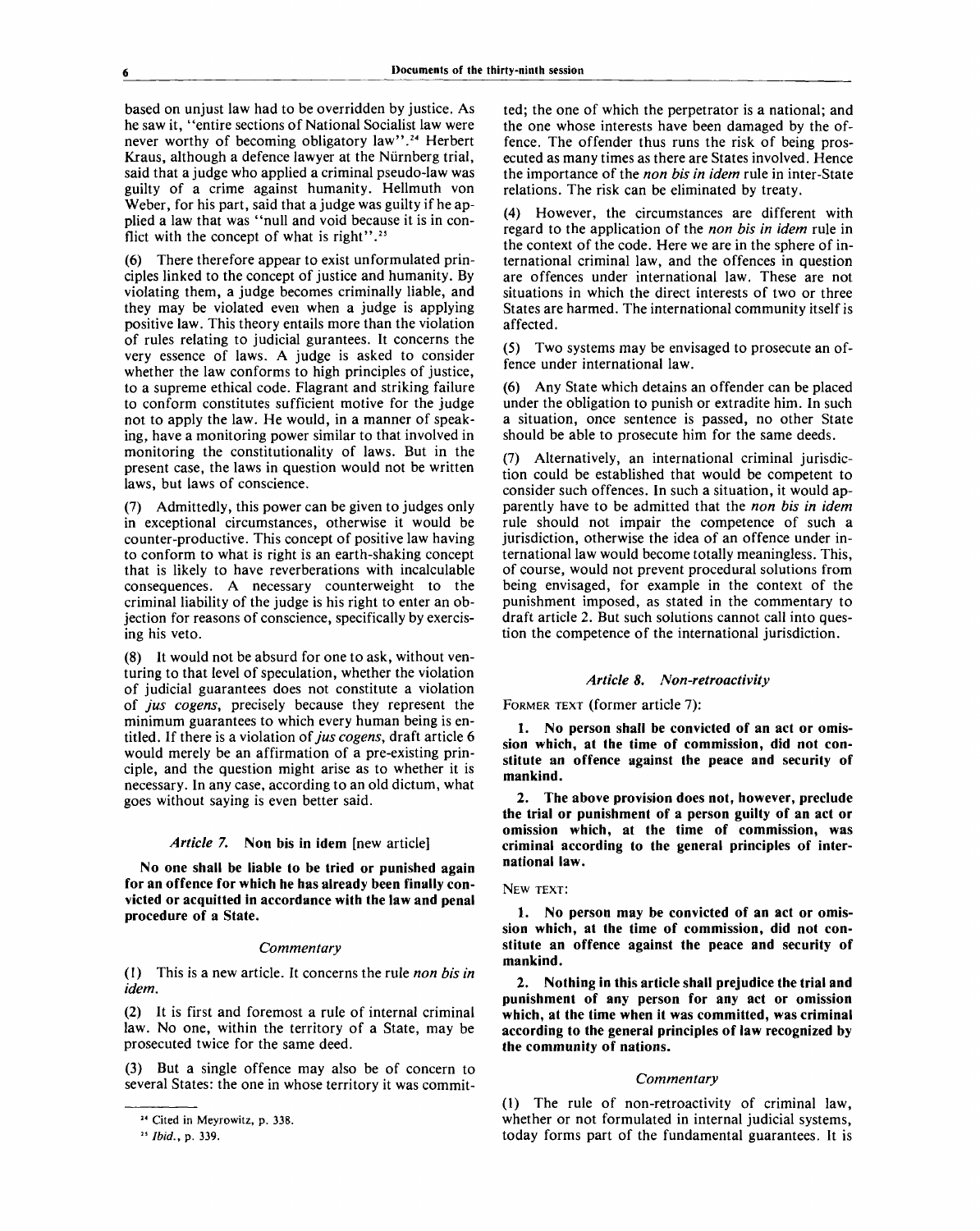based on unjust law had to be overridden by justice. As he saw it, "entire sections of National Socialist law were never worthy of becoming obligatory law".[24] Herbert Kraus, although a defence lawyer at the Nürnberg trial, said that a judge who applied a criminal pseudo-law was guilty of a crime against humanity. Hellmuth von Weber, for his part, said that a judge was guilty if he applied a law that was "null and void because it is in conflict with the concept of what is right".[25]

(6) There therefore appear to exist unformulated principles linked to the concept of justice and humanity. By violating them, a judge becomes criminally liable, and they may be violated even when a judge is applying positive law. This theory entails more than the violation of rules relating to judicial gurantees. It concerns the very essence of laws. A judge is asked to consider whether the law conforms to high principles of justice, to a supreme ethical code. Flagrant and striking failure to conform constitutes sufficient motive for the judge not to apply the law. He would, in a manner of speaking, have a monitoring power similar to that involved in monitoring the constitutionality of laws. But in the present case, the laws in question would not be written laws, but laws of conscience.

(7) Admittedly, this power can be given to judges only in exceptional circumstances, otherwise it would be counter-productive. This concept of positive law having to conform to what is right is an earth-shaking concept that is likely to have reverberations with incalculable consequences. A necessary counterweight to the criminal liability of the judge is his right to enter an objection for reasons of conscience, specifically by exercising his veto.

(8) It would not be absurd for one to ask, without venturing to that level of speculation, whether the violation of judicial guarantees does not constitute a violation of *jus cogens*, precisely because they represent the minimum guarantees to which every human being is entitled. If there is a violation of *jus cogens*, draft article 6 would merely be an affirmation of a pre-existing principle, and the question might arise as to whether it is necessary. In any case, according to an old dictum, what goes without saying is even better said.

### *Article 7.* Non bis in idem [new article]

**No one shall be liable to be tried or punished again for an offence for which he has already been finally convicted or acquitted in accordance with the law and penal procedure of a State.**

*Commentary*

(1) This is a new article. It concerns the rule *non bis in idem*.

(2) It is first and foremost a rule of internal criminal law. No one, within the territory of a State, may be prosecuted twice for the same deed.

(3) But a single offence may also be of concern to several States: the one in whose territory it was committed; the one of which the perpetrator is a national; and the one whose interests have been damaged by the offence. The offender thus runs the risk of being prosecuted as many times as there are States involved. Hence the importance of the *non bis in idem* rule in inter-State relations. The risk can be eliminated by treaty.

(4) However, the circumstances are different with regard to the application of the *non bis in idem* rule in the context of the code. Here we are in the sphere of international criminal law, and the offences in question are offences under international law. These are not situations in which the direct interests of two or three States are harmed. The international community itself is affected.

(5) Two systems may be envisaged to prosecute an offence under international law.

(6) Any State which detains an offender can be placed under the obligation to punish or extradite him. In such a situation, once sentence is passed, no other State should be able to prosecute him for the same deeds.

(7) Alternatively, an international criminal jurisdiction could be established that would be competent to consider such offences. In such a situation, it would apparently have to be admitted that the *non bis in idem* rule should not impair the competence of such a jurisdiction, otherwise the idea of an offence under international law would become totally meaningless. This, of course, would not prevent procedural solutions from being envisaged, for example in the context of the punishment imposed, as stated in the commentary to draft article 2. But such solutions cannot call into question the competence of the international jurisdiction.

### *Article 8. Non-retroactivity*

FORMER TEXT (former article 7):

**1. No person shall be convicted of an act or omission which, at the time of commission, did not constitute an offence against the peace and security of mankind.**

**2. The above provision does not, however, preclude the trial or punishment of a person guilty of an act or omission which, at the time of commission, was criminal according to the general principles of international law.**

NEW TEXT:

**1. No person may be convicted of an act or omission which, at the time of commission, did not constitute an offence against the peace and security of mankind.**

**2. Nothing in this article shall prejudice the trial and punishment of any person for any act or omission which, at the time when it was committed, was criminal according to the general principles of law recognized by the community of nations.**

*Commentary*

(1) The rule of non-retroactivity of criminal law, whether or not formulated in internal judicial systems, today forms part of the fundamental guarantees. It is

---

[24] Cited in Meyrowitz, p. 338.

[25] *Ibid.*, p. 339.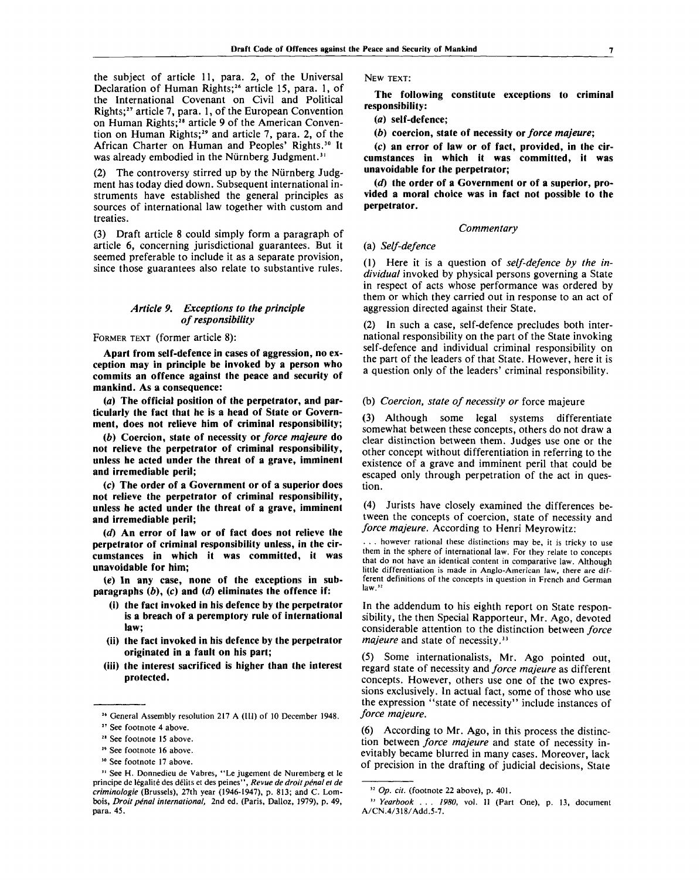the subject of article 11, para. 2, of the Universal Declaration of Human Rights;[26] article 15, para. 1, of the International Covenant on Civil and Political Rights;[27] article 7, para. 1, of the European Convention on Human Rights;[28] article 9 of the American Convention on Human Rights;[29] and article 7, para. 2, of the African Charter on Human and Peoples' Rights.[30] It was already embodied in the Nürnberg Judgment.[31]

(2) The controversy stirred up by the Nürnberg Judgment has today died down. Subsequent international instruments have established the general principles as sources of international law together with custom and treaties.

(3) Draft article 8 could simply form a paragraph of article 6, concerning jurisdictional guarantees. But it seemed preferable to include it as a separate provision, since those guarantees also relate to substantive rules.

### *Article 9. Exceptions to the principle of responsibility*

FORMER TEXT (former article 8):

**Apart from self-defence in cases of aggression, no exception may in principle be invoked by a person who commits an offence against the peace and security of mankind. As a consequence:**

**(*a*) The official position of the perpetrator, and particularly the fact that he is a head of State or Government, does not relieve him of criminal responsibility;**

**(*b*) Coercion, state of necessity or *force majeure* do not relieve the perpetrator of criminal responsibility, unless he acted under the threat of a grave, imminent and irremediable peril;**

**(*c*) The order of a Government or of a superior does not relieve the perpetrator of criminal responsibility, unless he acted under the threat of a grave, imminent and irremediable peril;**

**(*d*) An error of law or of fact does not relieve the perpetrator of criminal responsibility unless, in the circumstances in which it was committed, it was unavoidable for him;**

**(*e*) In any case, none of the exceptions in subparagraphs (*b*), (*c*) and (*d*) eliminates the offence if:**

- **(i) the fact invoked in his defence by the perpetrator is a breach of a peremptory rule of international law;**
- **(ii) the fact invoked in his defence by the perpetrator originated in a fault on his part;**
- **(iii) the interest sacrificed is higher than the interest protected.**

NEW TEXT:

**The following constitute exceptions to criminal responsibility:**

**(*a*) self-defence;**

**(*b*) coercion, state of necessity or *force majeure*;**

**(*c*) an error of law or of fact, provided, in the circumstances in which it was committed, it was unavoidable for the perpetrator;**

**(*d*) the order of a Government or of a superior, provided a moral choice was in fact not possible to the perpetrator.**

*Commentary*

(a) *Self-defence*

(1) Here it is a question of *self-defence by the individual* invoked by physical persons governing a State in respect of acts whose performance was ordered by them or which they carried out in response to an act of aggression directed against their State.

(2) In such a case, self-defence precludes both international responsibility on the part of the State invoking self-defence and individual criminal responsibility on the part of the leaders of that State. However, here it is a question only of the leaders' criminal responsibility.

(b) *Coercion, state of necessity or* force majeure

(3) Although some legal systems differentiate somewhat between these concepts, others do not draw a clear distinction between them. Judges use one or the other concept without differentiation in referring to the existence of a grave and imminent peril that could be escaped only through perpetration of the act in question.

(4) Jurists have closely examined the differences between the concepts of coercion, state of necessity and *force majeure*. According to Henri Meyrowitz:

> . . . however rational these distinctions may be, it is tricky to use them in the sphere of international law. For they relate to concepts that do not have an identical content in comparative law. Although little differentiation is made in Anglo-American law, there are different definitions of the concepts in question in French and German law.[32]

In the addendum to his eighth report on State responsibility, the then Special Rapporteur, Mr. Ago, devoted considerable attention to the distinction between *force majeure* and state of necessity.[33]

(5) Some internationalists, Mr. Ago pointed out, regard state of necessity and *force majeure* as different concepts. However, others use one of the two expressions exclusively. In actual fact, some of those who use the expression "state of necessity" include instances of *force majeure*.

(6) According to Mr. Ago, in this process the distinction between *force majeure* and state of necessity inevitably became blurred in many cases. Moreover, lack of precision in the drafting of judicial decisions, State

---

[26] General Assembly resolution 217 A (III) of 10 December 1948.

[27] See footnote 4 above.

[28] See footnote 15 above.

[29] See footnote 16 above.

[30] See footnote 17 above.

[31] See H. Donnedieu de Vabres, "Le jugement de Nuremberg et le principe de légalité des délits et des peines", *Revue de droit pénal et de criminologie* (Brussels), 27th year (1946-1947), p. 813; and C. Lombois, *Droit pénal international,* 2nd ed. (Paris, Dalloz, 1979), p. 49, para. 45.

[32] *Op. cit.* (footnote 22 above), p. 401.

[33] *Yearbook . . . 1980*, vol. II (Part One), p. 13, document A/CN.4/318/Add.5-7.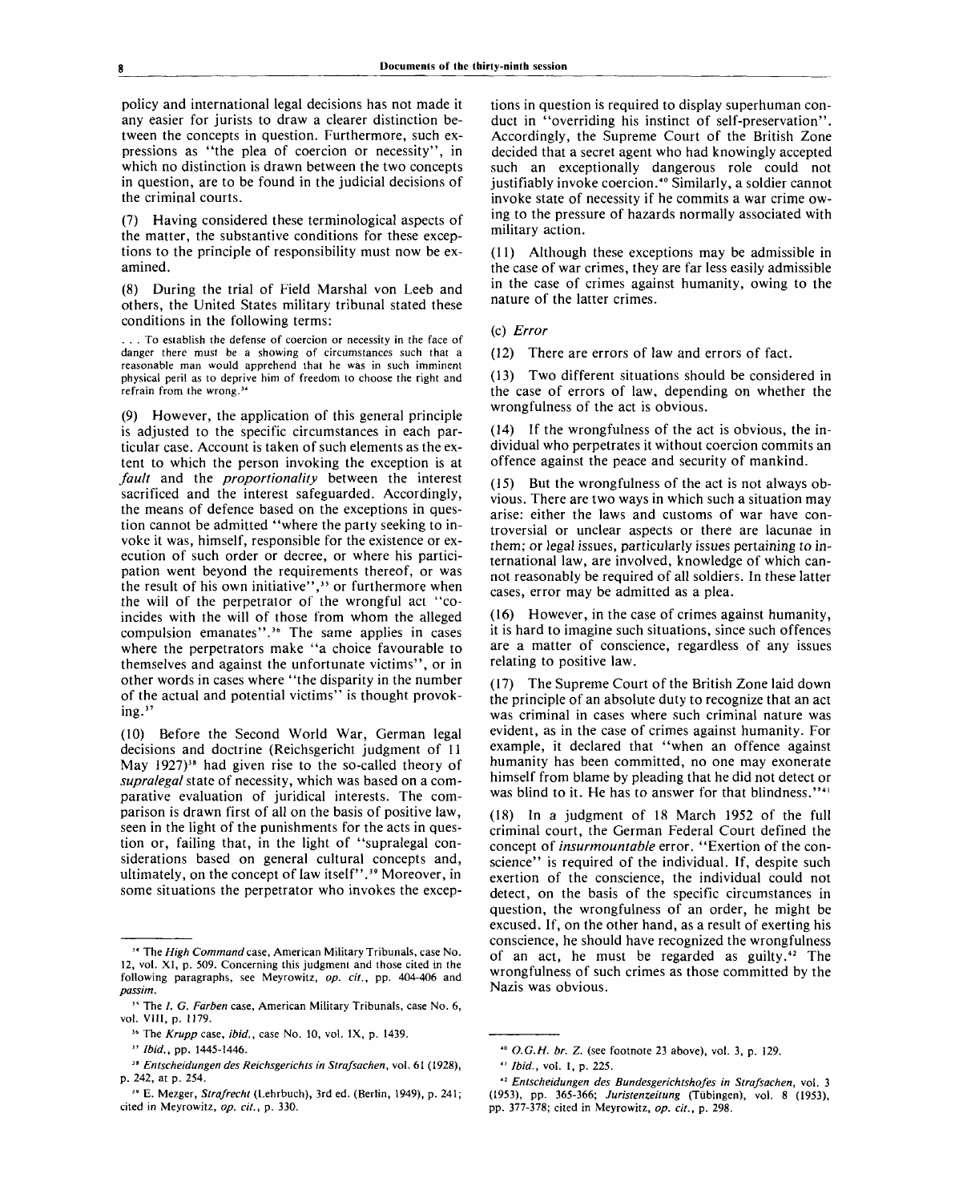policy and international legal decisions has not made it any easier for jurists to draw a clearer distinction between the concepts in question. Furthermore, such expressions as "the plea of coercion or necessity", in which no distinction is drawn between the two concepts in question, are to be found in the judicial decisions of the criminal courts.

(7) Having considered these terminological aspects of the matter, the substantive conditions for these exceptions to the principle of responsibility must now be examined.

(8) During the trial of Field Marshal von Leeb and others, the United States military tribunal stated these conditions in the following terms:

> . . . To establish the defense of coercion or necessity in the face of danger there must be a showing of circumstances such that a reasonable man would apprehend that he was in such imminent physical peril as to deprive him of freedom to choose the right and refrain from the wrong.[34]

(9) However, the application of this general principle is adjusted to the specific circumstances in each particular case. Account is taken of such elements as the extent to which the person invoking the exception is at *fault* and the *proportionality* between the interest sacrificed and the interest safeguarded. Accordingly, the means of defence based on the exceptions in question cannot be admitted "where the party seeking to invoke it was, himself, responsible for the existence or execution of such order or decree, or where his participation went beyond the requirements thereof, or was the result of his own initiative",[35] or furthermore when the will of the perpetrator of the wrongful act "coincides with the will of those from whom the alleged compulsion emanates".[36] The same applies in cases where the perpetrators make "a choice favourable to themselves and against the unfortunate victims", or in other words in cases where "the disparity in the number of the actual and potential victims" is thought provoking.[37]

(10) Before the Second World War, German legal decisions and doctrine (Reichsgericht judgment of 11 May 1927)[38] had given rise to the so-called theory of *supralegal* state of necessity, which was based on a comparative evaluation of juridical interests. The comparison is drawn first of all on the basis of positive law, seen in the light of the punishments for the acts in question or, failing that, in the light of "supralegal considerations based on general cultural concepts and, ultimately, on the concept of law itself".[39] Moreover, in some situations the perpetrator who invokes the exceptions in question is required to display superhuman conduct in "overriding his instinct of self-preservation". Accordingly, the Supreme Court of the British Zone decided that a secret agent who had knowingly accepted such an exceptionally dangerous role could not justifiably invoke coercion.[40] Similarly, a soldier cannot invoke state of necessity if he commits a war crime owing to the pressure of hazards normally associated with military action.

(11) Although these exceptions may be admissible in the case of war crimes, they are far less easily admissible in the case of crimes against humanity, owing to the nature of the latter crimes.

(c) *Error*

(12) There are errors of law and errors of fact.

(13) Two different situations should be considered in the case of errors of law, depending on whether the wrongfulness of the act is obvious.

(14) If the wrongfulness of the act is obvious, the individual who perpetrates it without coercion commits an offence against the peace and security of mankind.

(15) But the wrongfulness of the act is not always obvious. There are two ways in which such a situation may arise: either the laws and customs of war have controversial or unclear aspects or there are lacunae in them; or legal issues, particularly issues pertaining to international law, are involved, knowledge of which cannot reasonably be required of all soldiers. In these latter cases, error may be admitted as a plea.

(16) However, in the case of crimes against humanity, it is hard to imagine such situations, since such offences are a matter of conscience, regardless of any issues relating to positive law.

(17) The Supreme Court of the British Zone laid down the principle of an absolute duty to recognize that an act was criminal in cases where such criminal nature was evident, as in the case of crimes against humanity. For example, it declared that "when an offence against humanity has been committed, no one may exonerate himself from blame by pleading that he did not detect or was blind to it. He has to answer for that blindness."[41]

(18) In a judgment of 18 March 1952 of the full criminal court, the German Federal Court defined the concept of *insurmountable* error. "Exertion of the conscience" is required of the individual. If, despite such exertion of the conscience, the individual could not detect, on the basis of the specific circumstances in question, the wrongfulness of an order, he might be excused. If, on the other hand, as a result of exerting his conscience, he should have recognized the wrongfulness of an act, he must be regarded as guilty.[42] The wrongfulness of such crimes as those committed by the Nazis was obvious.

---

[34] The *High Command* case, American Military Tribunals, case No. 12, vol. XI, p. 509. Concerning this judgment and those cited in the following paragraphs, see Meyrowitz, *op. cit.*, pp. 404-406 and *passim*.

[35] The *I. G. Farben* case, American Military Tribunals, case No. 6, vol. VIII, p. 1179.

[36] The *Krupp* case, *ibid.*, case No. 10, vol. IX, p. 1439.

[37] *Ibid.*, pp. 1445-1446.

[38] *Entscheidungen des Reichsgerichts in Strafsachen*, vol. 61 (1928), p. 242, at p. 254.

[39] E. Mezger, *Strafrecht* (Lehrbuch), 3rd ed. (Berlin, 1949), p. 241; cited in Meyrowitz, *op. cit.*, p. 330.

[40] *O.G.H. br. Z.* (see footnote 23 above), vol. 3, p. 129.

[41] *Ibid.*, vol. 1, p. 225.

[42] *Entscheidungen des Bundesgerichtshofes in Strafsachen*, vol. 3 (1953), pp. 365-366; *Juristenzeitung* (Tübingen), vol. 8 (1953), pp. 377-378; cited in Meyrowitz, *op. cit.*, p. 298.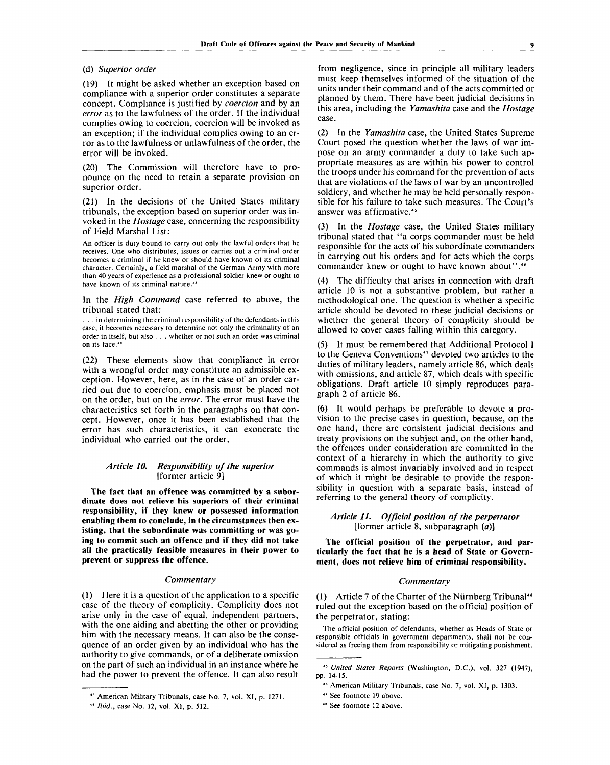(d) *Superior order*

(19) It might be asked whether an exception based on compliance with a superior order constitutes a separate concept. Compliance is justified by *coercion* and by an *error* as to the lawfulness of the order. If the individual complies owing to coercion, coercion will be invoked as an exception; if the individual complies owing to an error as to the lawfulness or unlawfulness of the order, the error will be invoked.

(20) The Commission will therefore have to pronounce on the need to retain a separate provision on superior order.

(21) In the decisions of the United States military tribunals, the exception based on superior order was invoked in the *Hostage* case, concerning the responsibility of Field Marshal List:

An officer is duty bound to carry out only the lawful orders that he receives. One who distributes, issues or carries out a criminal order becomes a criminal if he knew or should have known of its criminal character. Certainly, a field marshal of the German Army with more than 40 years of experience as a professional soldier knew or ought to have known of its criminal nature.[43]

In the *High Command* case referred to above, the tribunal stated that:

. . . in determining the criminal responsibility of the defendants in this case, it becomes necessary to determine not only the criminality of an order in itself, but also . . . whether or not such an order was criminal on its face.[44]

(22) These elements show that compliance in error with a wrongful order may constitute an admissible exception. However, here, as in the case of an order carried out due to coercion, emphasis must be placed not on the order, but on the *error*. The error must have the characteristics set forth in the paragraphs on that concept. However, once it has been established that the error has such characteristics, it can exonerate the individual who carried out the order.

### *Article 10. Responsibility of the superior* [former article 9]

**The fact that an offence was committed by a subordinate does not relieve his superiors of their criminal responsibility, if they knew or possessed information enabling them to conclude, in the circumstances then existing, that the subordinate was committing or was going to commit such an offence and if they did not take all the practically feasible measures in their power to prevent or suppress the offence.**

#### *Commentary*

(1) Here it is a question of the application to a specific case of the theory of complicity. Complicity does not arise only in the case of equal, independent partners, with the one aiding and abetting the other or providing him with the necessary means. It can also be the consequence of an order given by an individual who has the authority to give commands, or of a deliberate omission on the part of such an individual in an instance where he had the power to prevent the offence. It can also result from negligence, since in principle all military leaders must keep themselves informed of the situation of the units under their command and of the acts committed or planned by them. There have been judicial decisions in this area, including the *Yamashita* case and the *Hostage* case.

(2) In the *Yamashita* case, the United States Supreme Court posed the question whether the laws of war impose on an army commander a duty to take such appropriate measures as are within his power to control the troops under his command for the prevention of acts that are violations of the laws of war by an uncontrolled soldiery, and whether he may be held personally responsible for his failure to take such measures. The Court's answer was affirmative.[45]

(3) In the *Hostage* case, the United States military tribunal stated that "a corps commander must be held responsible for the acts of his subordinate commanders in carrying out his orders and for acts which the corps commander knew or ought to have known about".[46]

(4) The difficulty that arises in connection with draft article 10 is not a substantive problem, but rather a methodological one. The question is whether a specific article should be devoted to these judicial decisions or whether the general theory of complicity should be allowed to cover cases falling within this category.

(5) It must be remembered that Additional Protocol I to the Geneva Conventions[47] devoted two articles to the duties of military leaders, namely article 86, which deals with omissions, and article 87, which deals with specific obligations. Draft article 10 simply reproduces paragraph 2 of article 86.

(6) It would perhaps be preferable to devote a provision to the precise cases in question, because, on the one hand, there are consistent judicial decisions and treaty provisions on the subject and, on the other hand, the offences under consideration are committed in the context of a hierarchy in which the authority to give commands is almost invariably involved and in respect of which it might be desirable to provide the responsibility in question with a separate basis, instead of referring to the general theory of complicity.

### *Article 11. Official position of the perpetrator* [former article 8, subparagraph (*a*)]

**The official position of the perpetrator, and particularly the fact that he is a head of State or Government, does not relieve him of criminal responsibility.**

#### *Commentary*

(1) Article 7 of the Charter of the Nürnberg Tribunal[48] ruled out the exception based on the official position of the perpetrator, stating:

The official position of defendants, whether as Heads of State or responsible officials in government departments, shall not be considered as freeing them from responsibility or mitigating punishment.

---

[43] American Military Tribunals, case No. 7, vol. XI, p. 1271.

[44] *Ibid.*, case No. 12, vol. XI, p. 512.

[45] *United States Reports* (Washington, D.C.), vol. 327 (1947), pp. 14-15.

[46] American Military Tribunals, case No. 7, vol. XI, p. 1303.

[47] See footnote 19 above.

[48] See footnote 12 above.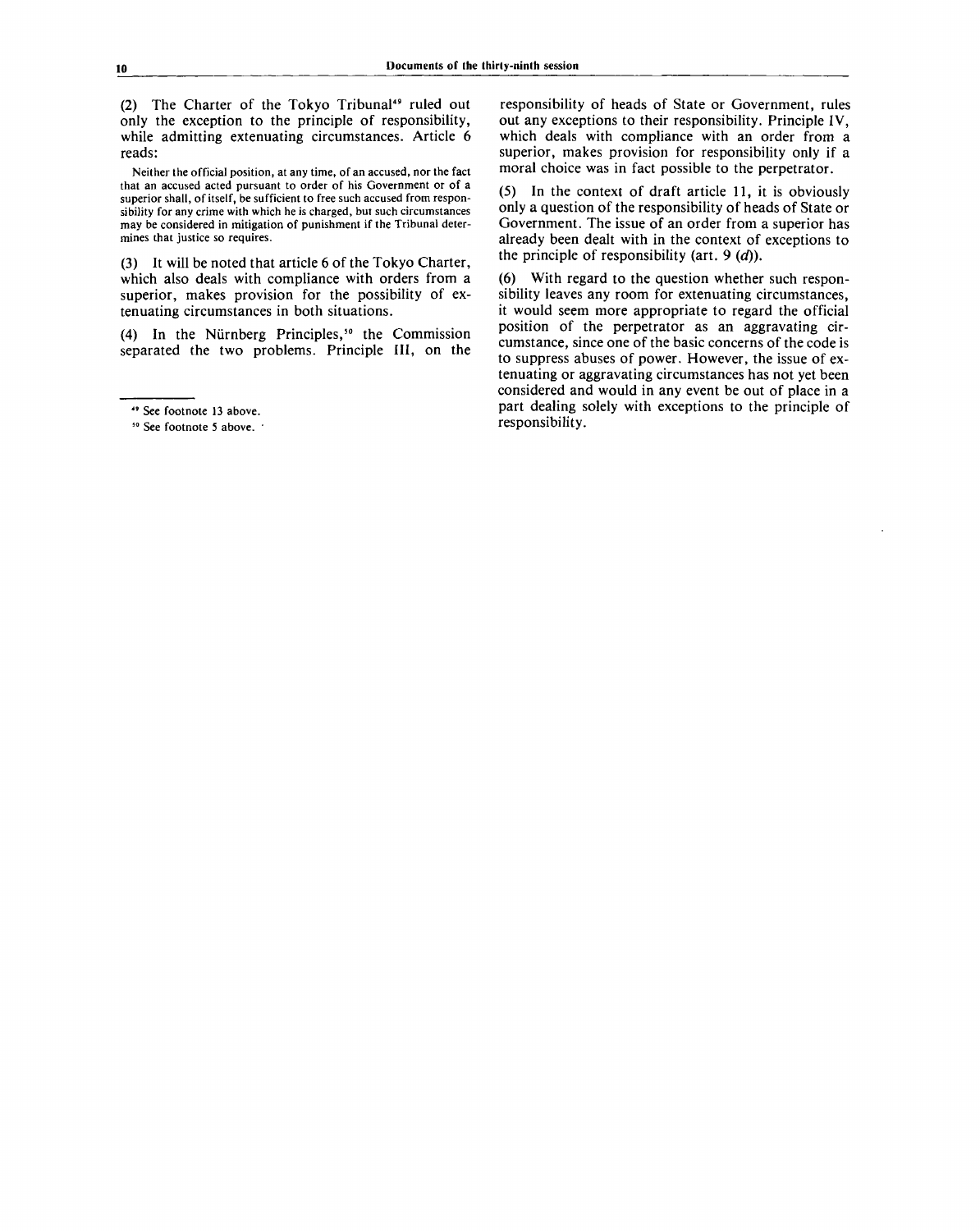(2) The Charter of the Tokyo Tribunal[49] ruled out only the exception to the principle of responsibility, while admitting extenuating circumstances. Article 6 reads:

> Neither the official position, at any time, of an accused, nor the fact that an accused acted pursuant to order of his Government or of a superior shall, of itself, be sufficient to free such accused from responsibility for any crime with which he is charged, but such circumstances may be considered in mitigation of punishment if the Tribunal determines that justice so requires.

(3) It will be noted that article 6 of the Tokyo Charter, which also deals with compliance with orders from a superior, makes provision for the possibility of extenuating circumstances in both situations.

(4) In the Nürnberg Principles,[50] the Commission separated the two problems. Principle III, on the responsibility of heads of State or Government, rules out any exceptions to their responsibility. Principle IV, which deals with compliance with an order from a superior, makes provision for responsibility only if a moral choice was in fact possible to the perpetrator.

(5) In the context of draft article 11, it is obviously only a question of the responsibility of heads of State or Government. The issue of an order from a superior has already been dealt with in the context of exceptions to the principle of responsibility (art. 9 (*d*)).

(6) With regard to the question whether such responsibility leaves any room for extenuating circumstances, it would seem more appropriate to regard the official position of the perpetrator as an aggravating circumstance, since one of the basic concerns of the code is to suppress abuses of power. However, the issue of extenuating or aggravating circumstances has not yet been considered and would in any event be out of place in a part dealing solely with exceptions to the principle of responsibility.

---

[49] See footnote 13 above.

[50] See footnote 5 above.